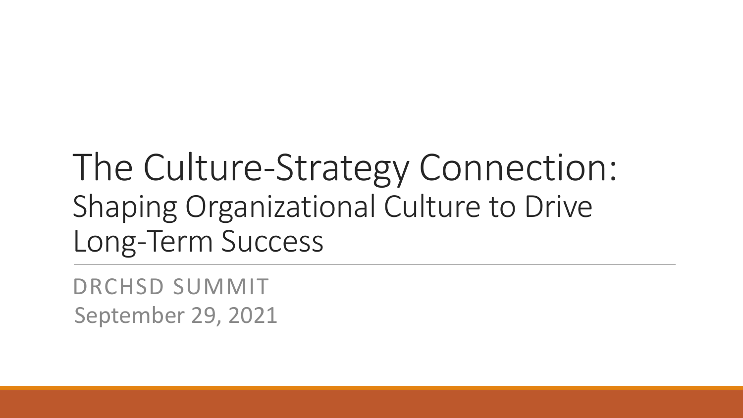# The Culture-Strategy Connection: Shaping Organizational Culture to Drive Long-Term Success

DRCHSD SUMMIT

September 29, 2021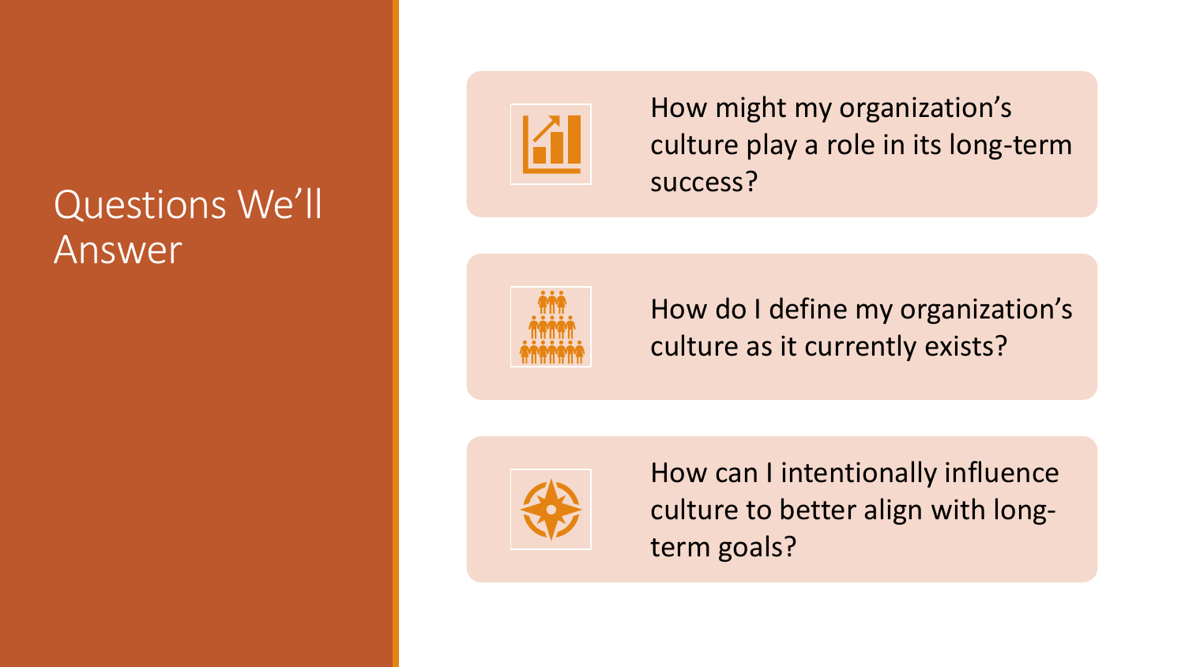# Questions We'll Answer

- How might my organization's culture play a role in its long-term success?
- How do I define my organization's culture as it currently exists?
- How can I intentionally influence culture to better align with long-term goals?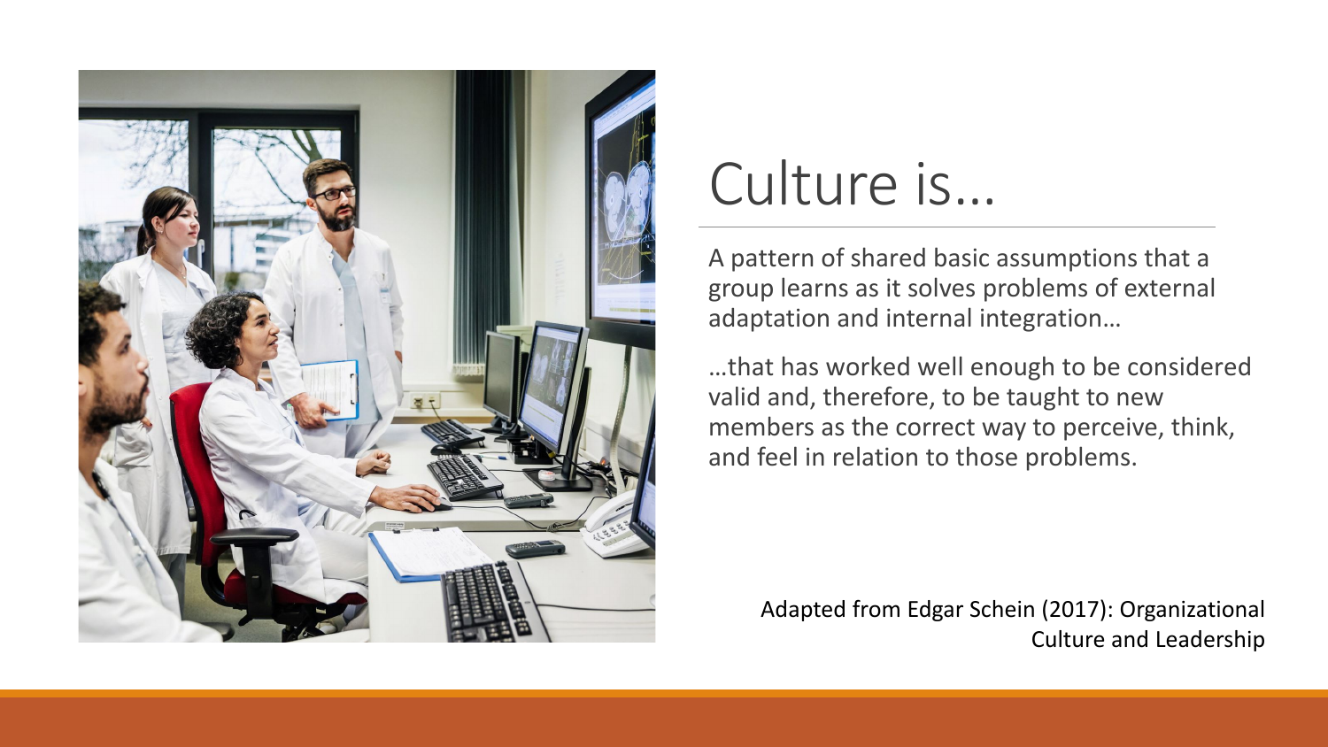# Culture is…

A pattern of shared basic assumptions that a group learns as it solves problems of external adaptation and internal integration…

…that has worked well enough to be considered valid and, therefore, to be taught to new members as the correct way to perceive, think, and feel in relation to those problems.

Adapted from Edgar Schein (2017): Organizational Culture and Leadership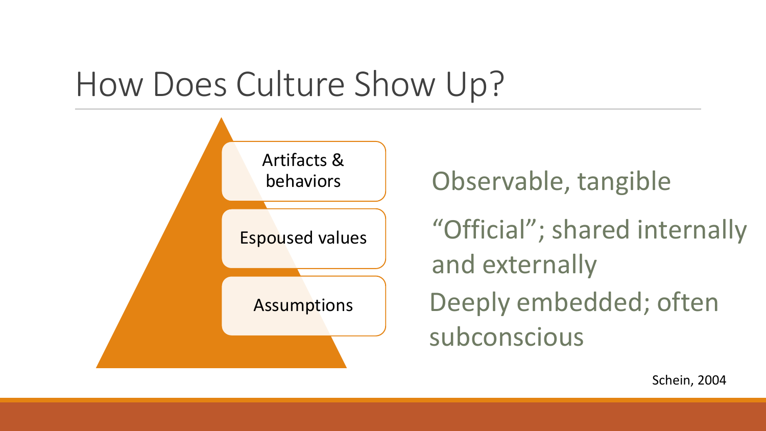# How Does Culture Show Up?

| Level | Description |
| --- | --- |
| Artifacts & behaviors | Observable, tangible |
| Espoused values | "Official"; shared internally and externally |
| Assumptions | Deeply embedded; often subconscious |

Schein, 2004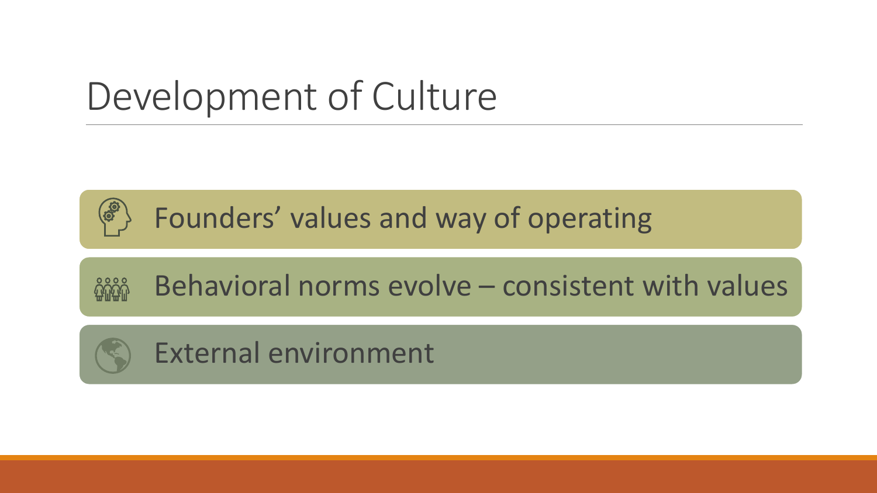# Development of Culture

- Founders' values and way of operating
- Behavioral norms evolve – consistent with values
- External environment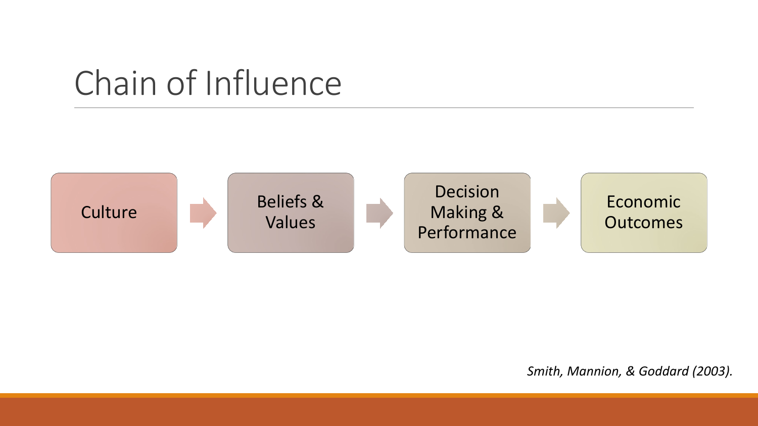# Chain of Influence

Culture → Beliefs & Values → Decision Making & Performance → Economic Outcomes

*Smith, Mannion, & Goddard (2003).*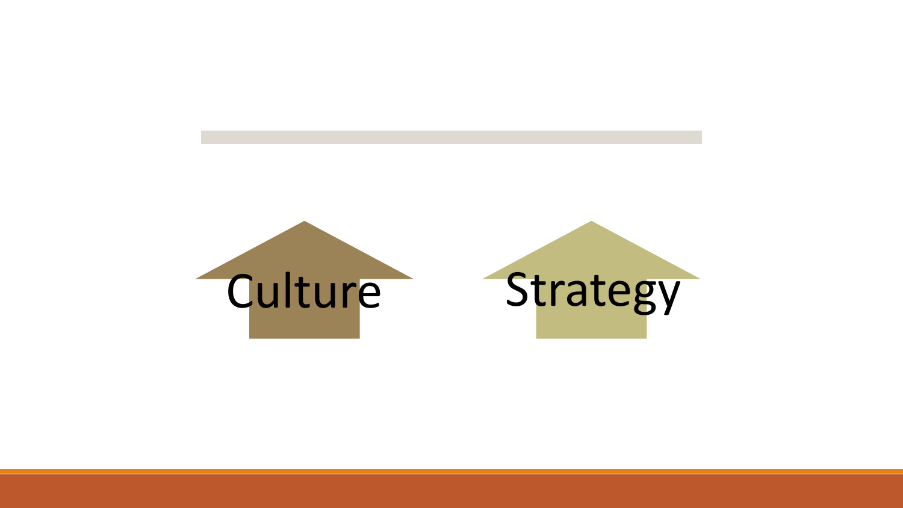Culture

Strategy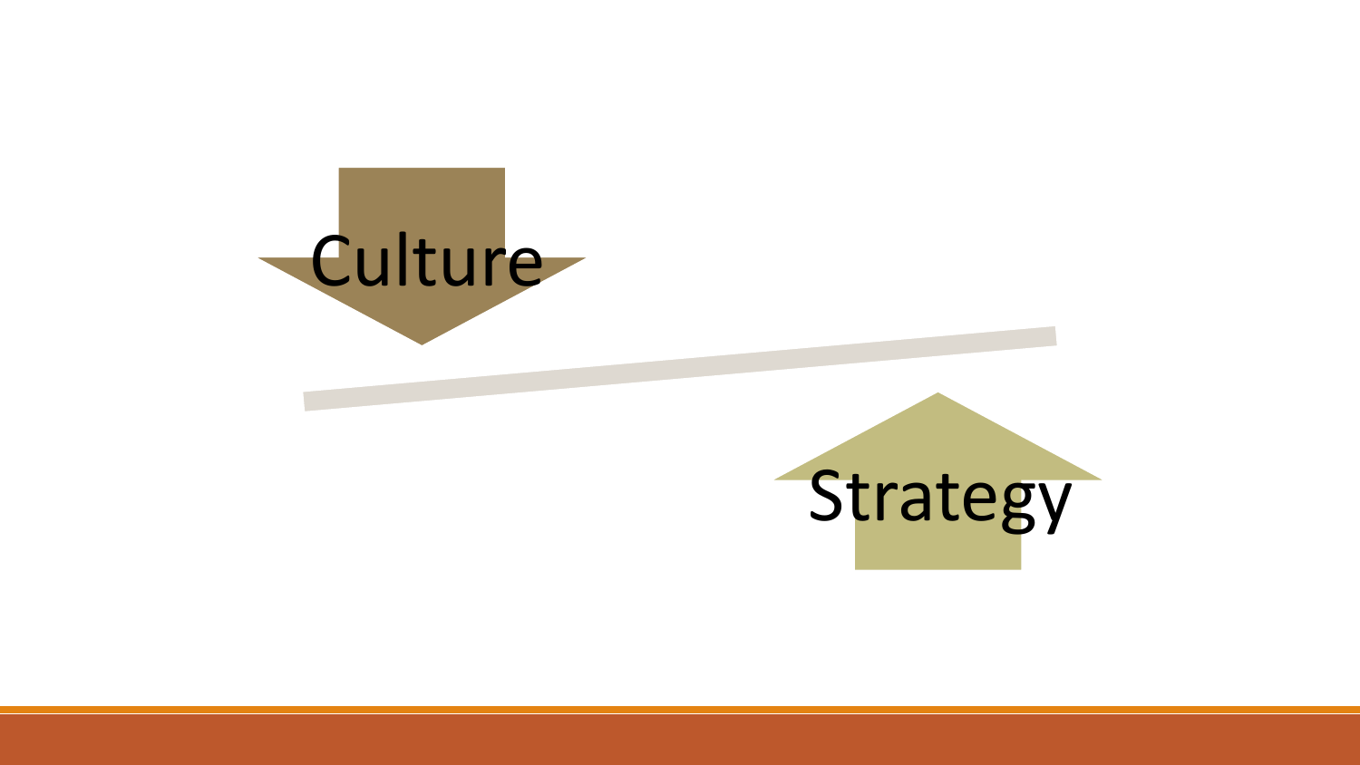Culture

Strategy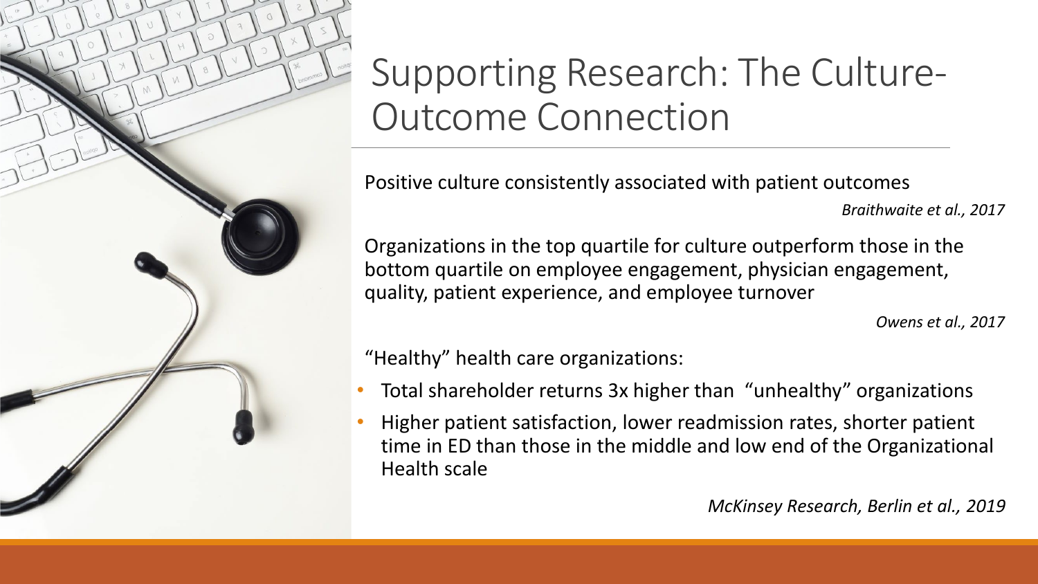# Supporting Research: The Culture-Outcome Connection

Positive culture consistently associated with patient outcomes

*Braithwaite et al., 2017*

Organizations in the top quartile for culture outperform those in the bottom quartile on employee engagement, physician engagement, quality, patient experience, and employee turnover

*Owens et al., 2017*

"Healthy" health care organizations:

- Total shareholder returns 3x higher than "unhealthy" organizations
- Higher patient satisfaction, lower readmission rates, shorter patient time in ED than those in the middle and low end of the Organizational Health scale

*McKinsey Research, Berlin et al., 2019*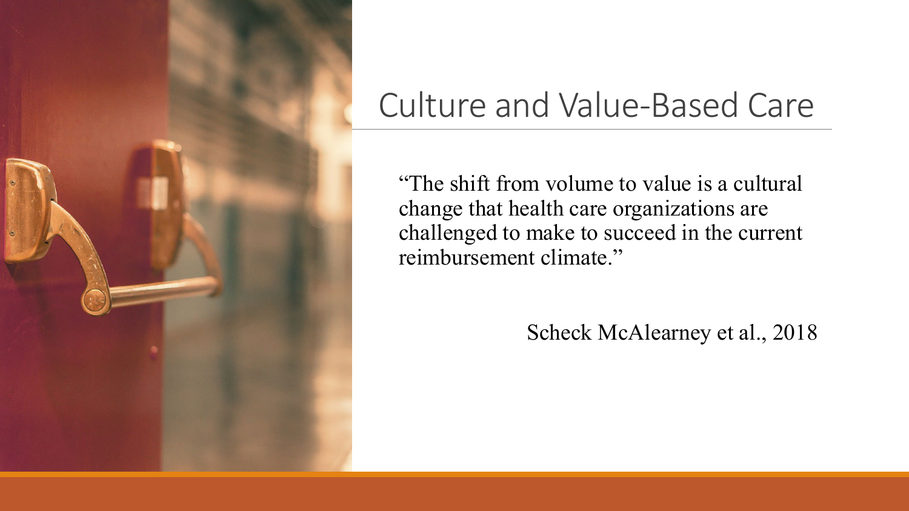# Culture and Value-Based Care

"The shift from volume to value is a cultural change that health care organizations are challenged to make to succeed in the current reimbursement climate."

Scheck McAlearney et al., 2018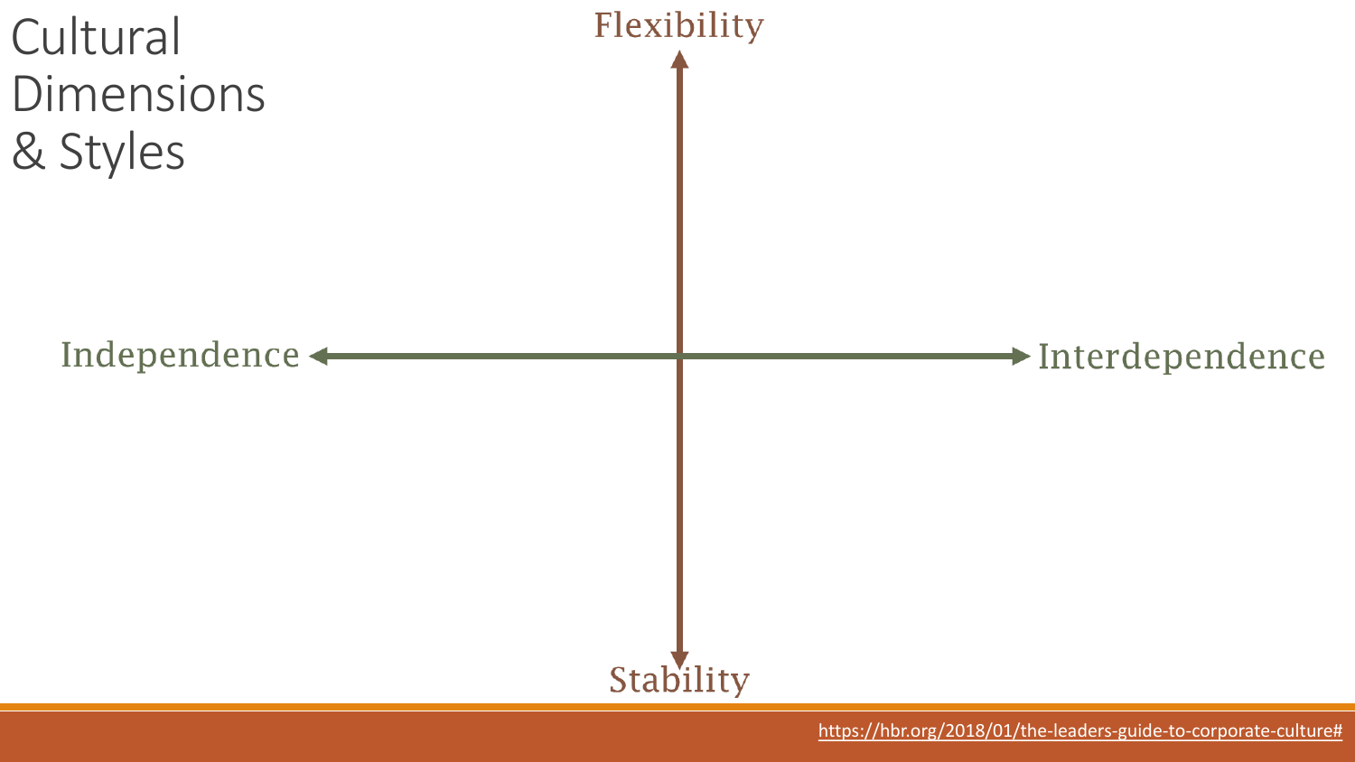# Cultural Dimensions & Styles

Flexibility

Independence

Interdependence

Stability

https://hbr.org/2018/01/the-leaders-guide-to-corporate-culture#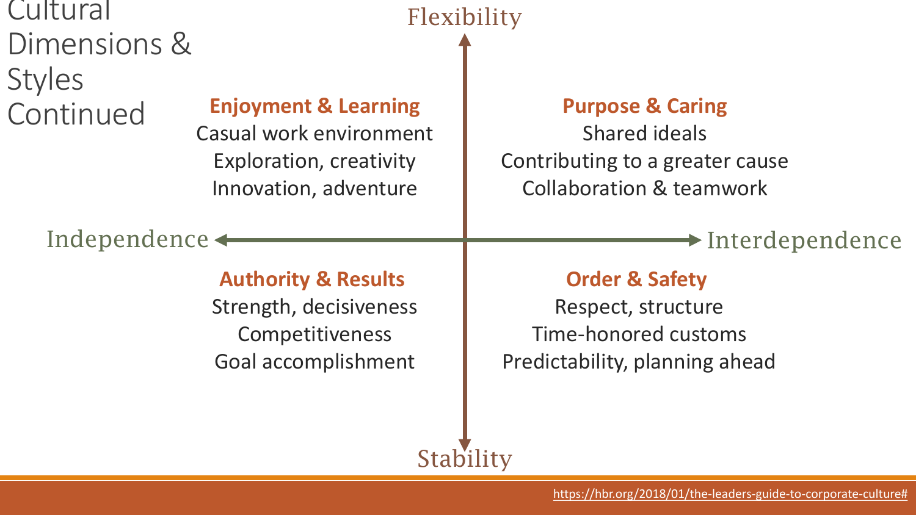# Cultural Dimensions & Styles Continued

Flexibility

| Independence | Interdependence |
| --- | --- |
| **Enjoyment & Learning**<br>Casual work environment<br>Exploration, creativity<br>Innovation, adventure | **Purpose & Caring**<br>Shared ideals<br>Contributing to a greater cause<br>Collaboration & teamwork |
| **Authority & Results**<br>Strength, decisiveness<br>Competitiveness<br>Goal accomplishment | **Order & Safety**<br>Respect, structure<br>Time-honored customs<br>Predictability, planning ahead |

Stability

https://hbr.org/2018/01/the-leaders-guide-to-corporate-culture#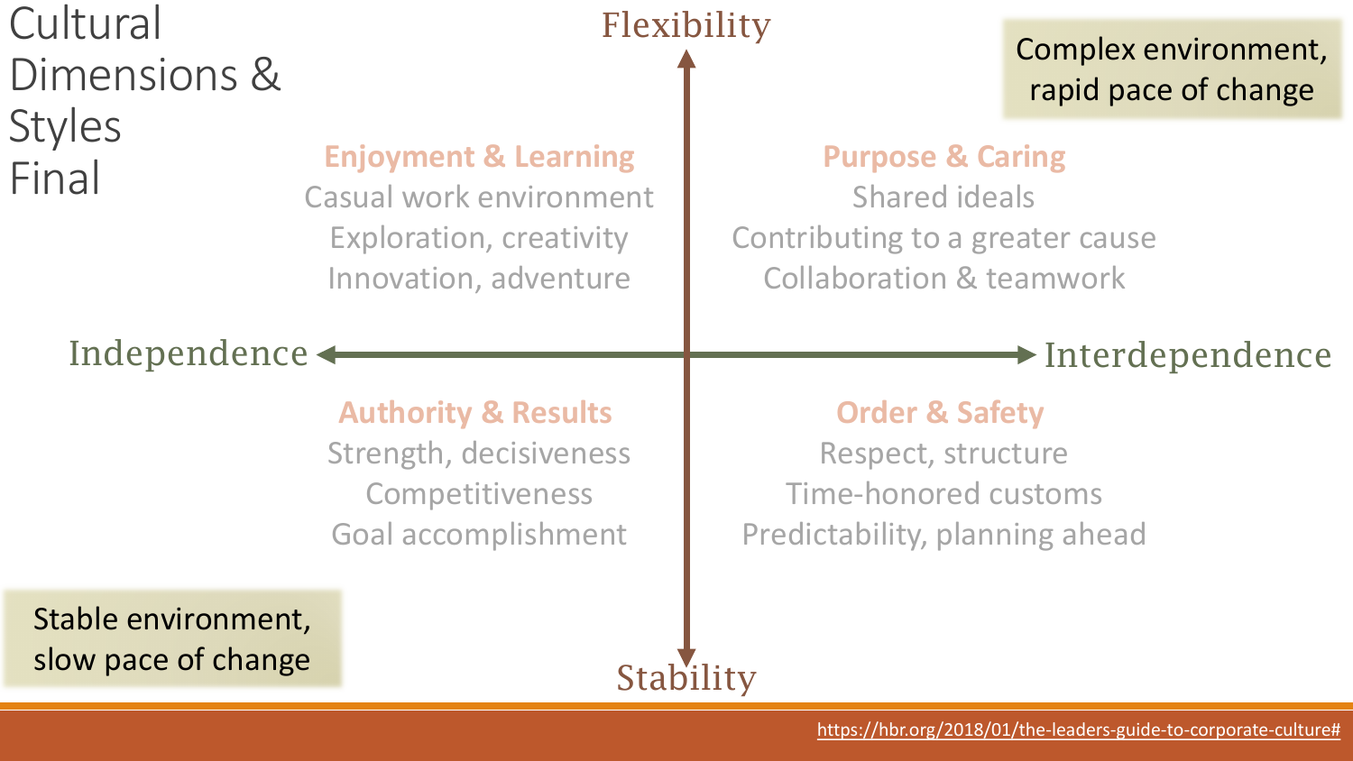# Cultural Dimensions & Styles Final

Flexibility

Complex environment, rapid pace of change

**Enjoyment & Learning**

Casual work environment
Exploration, creativity
Innovation, adventure

**Purpose & Caring**

Shared ideals
Contributing to a greater cause
Collaboration & teamwork

Independence ← → Interdependence

**Authority & Results**

Strength, decisiveness
Competitiveness
Goal accomplishment

**Order & Safety**

Respect, structure
Time-honored customs
Predictability, planning ahead

Stable environment, slow pace of change

Stability

https://hbr.org/2018/01/the-leaders-guide-to-corporate-culture#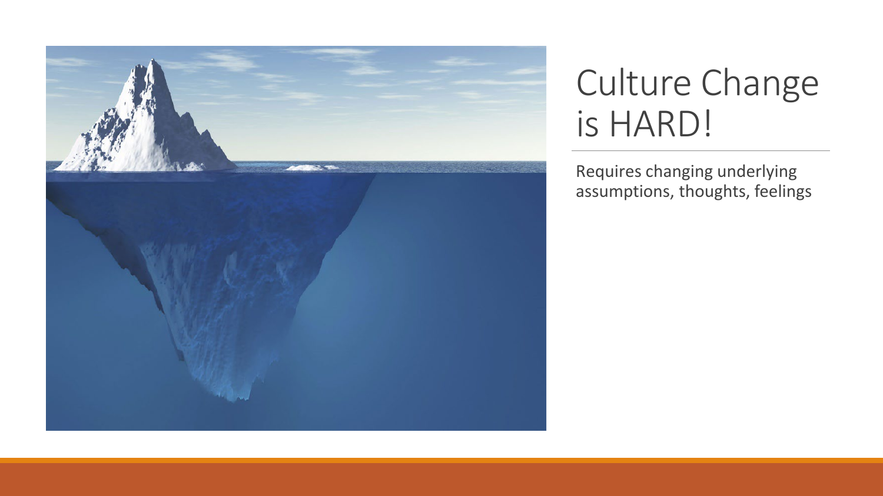# Culture Change is HARD!

Requires changing underlying assumptions, thoughts, feelings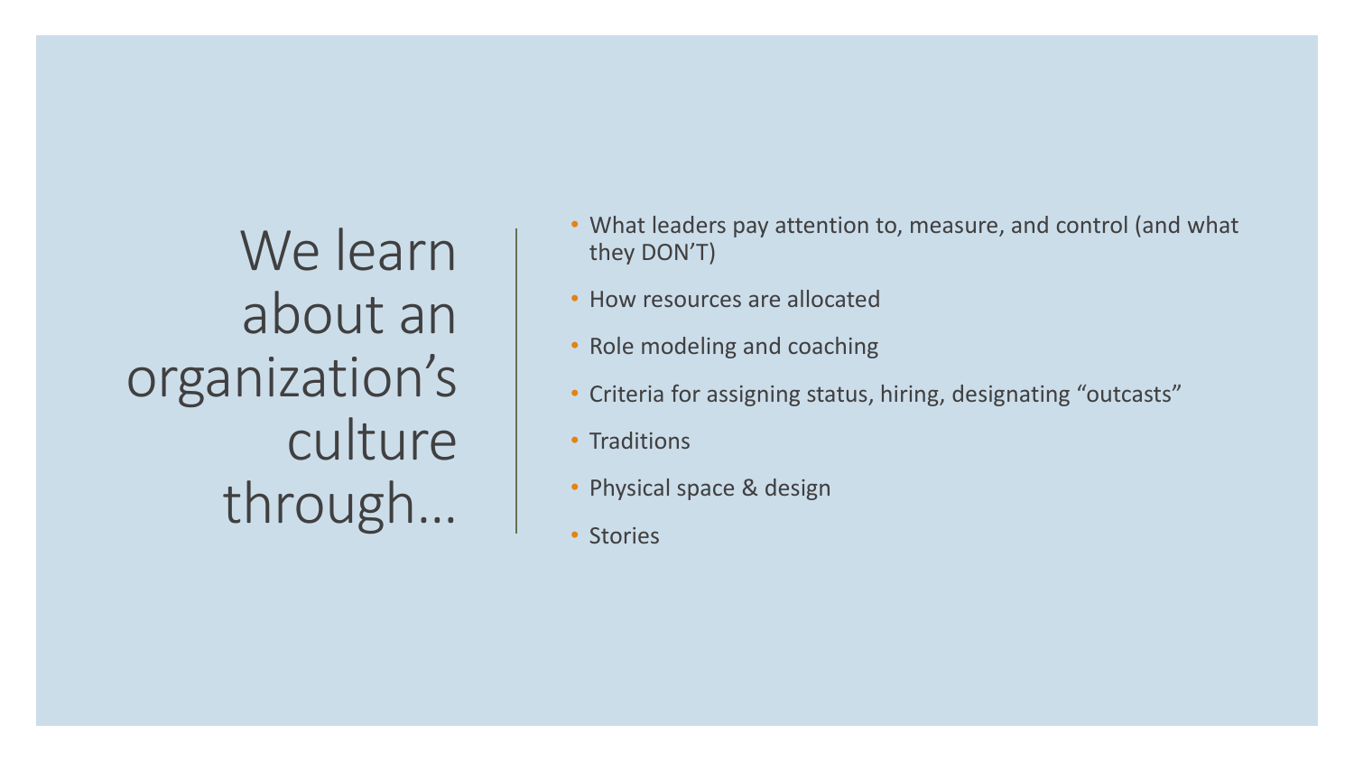# We learn about an organization's culture through…

- What leaders pay attention to, measure, and control (and what they DON'T)
- How resources are allocated
- Role modeling and coaching
- Criteria for assigning status, hiring, designating "outcasts"
- Traditions
- Physical space & design
- Stories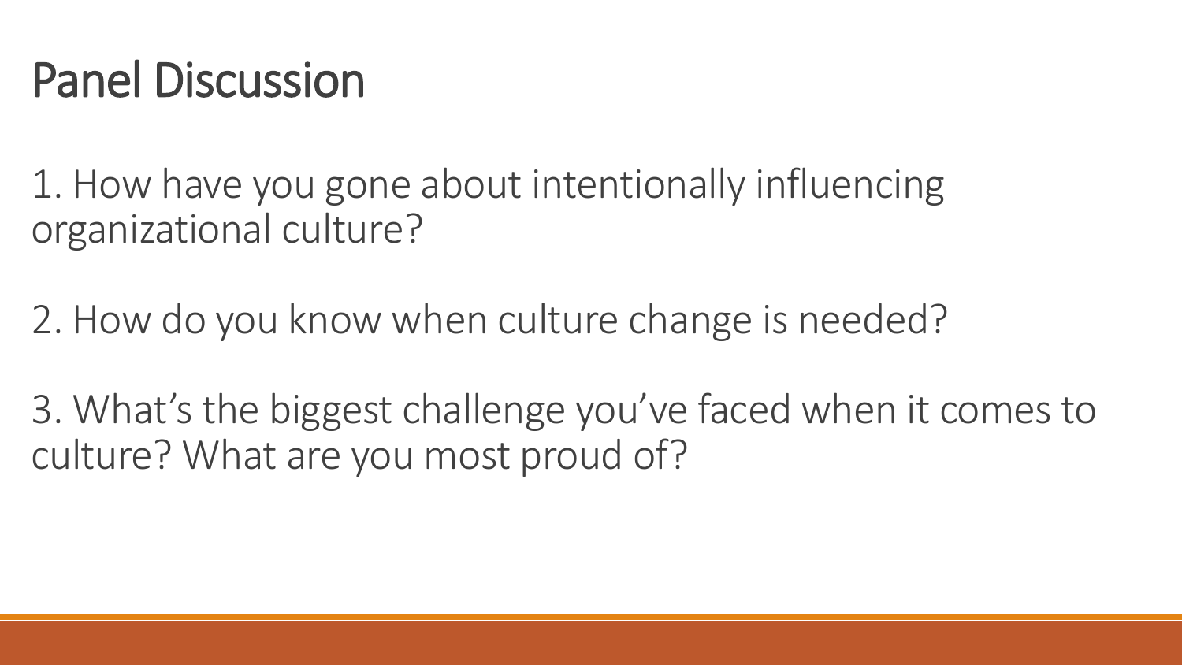# Panel Discussion

1. How have you gone about intentionally influencing organizational culture?

2. How do you know when culture change is needed?

3. What's the biggest challenge you've faced when it comes to culture? What are you most proud of?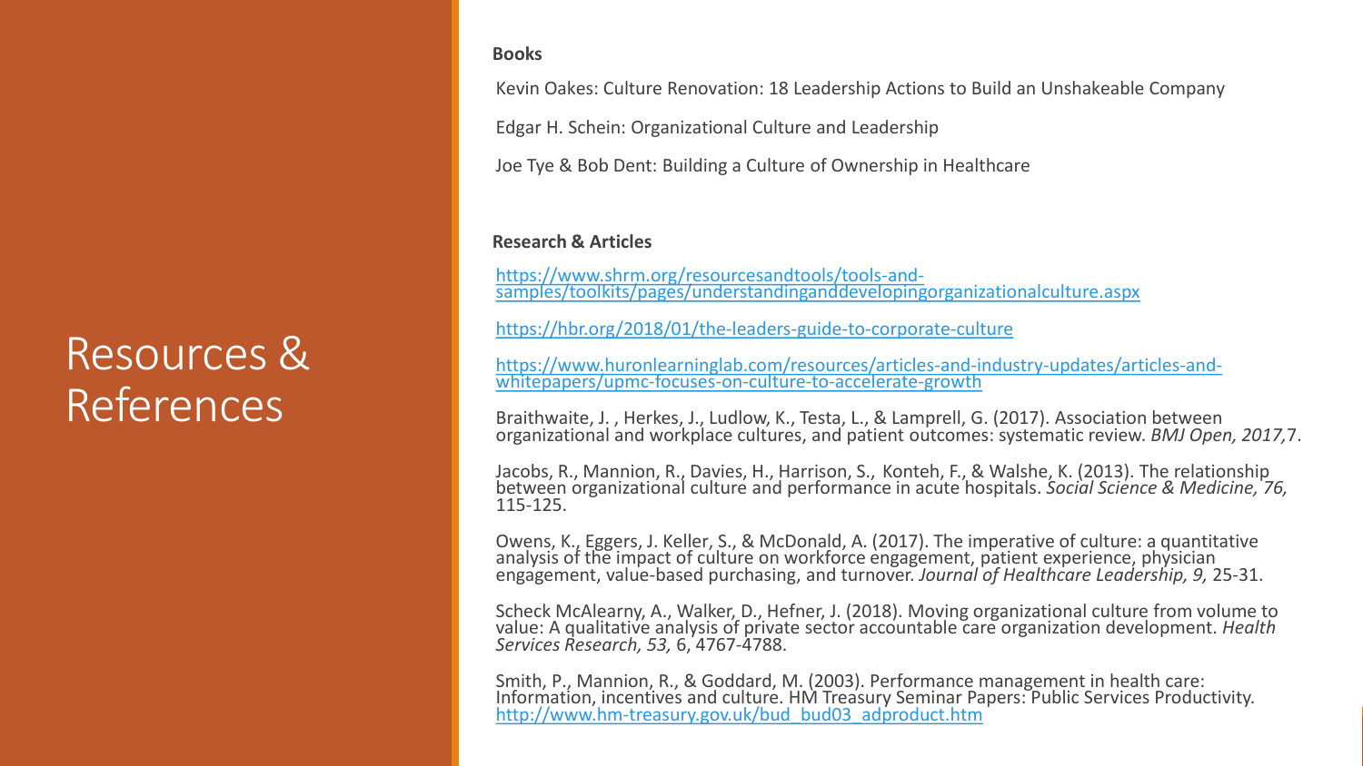# Resources & References

**Books**

Kevin Oakes: Culture Renovation: 18 Leadership Actions to Build an Unshakeable Company

Edgar H. Schein: Organizational Culture and Leadership

Joe Tye & Bob Dent: Building a Culture of Ownership in Healthcare

**Research & Articles**

https://www.shrm.org/resourcesandtools/tools-and-samples/toolkits/pages/understandinganddevelopingorganizationalculture.aspx

https://hbr.org/2018/01/the-leaders-guide-to-corporate-culture

https://www.huronlearninglab.com/resources/articles-and-industry-updates/articles-and-whitepapers/upmc-focuses-on-culture-to-accelerate-growth

Braithwaite, J. , Herkes, J., Ludlow, K., Testa, L., & Lamprell, G. (2017). Association between organizational and workplace cultures, and patient outcomes: systematic review. *BMJ Open, 2017,*7.

Jacobs, R., Mannion, R., Davies, H., Harrison, S., Konteh, F., & Walshe, K. (2013). The relationship between organizational culture and performance in acute hospitals. *Social Science & Medicine, 76,* 115-125.

Owens, K., Eggers, J. Keller, S., & McDonald, A. (2017). The imperative of culture: a quantitative analysis of the impact of culture on workforce engagement, patient experience, physician engagement, value-based purchasing, and turnover. *Journal of Healthcare Leadership, 9,* 25-31.

Scheck McAlearny, A., Walker, D., Hefner, J. (2018). Moving organizational culture from volume to value: A qualitative analysis of private sector accountable care organization development. *Health Services Research, 53,* 6, 4767-4788.

Smith, P., Mannion, R., & Goddard, M. (2003). Performance management in health care: Information, incentives and culture. HM Treasury Seminar Papers: Public Services Productivity. http://www.hm-treasury.gov.uk/bud_bud03_adproduct.htm